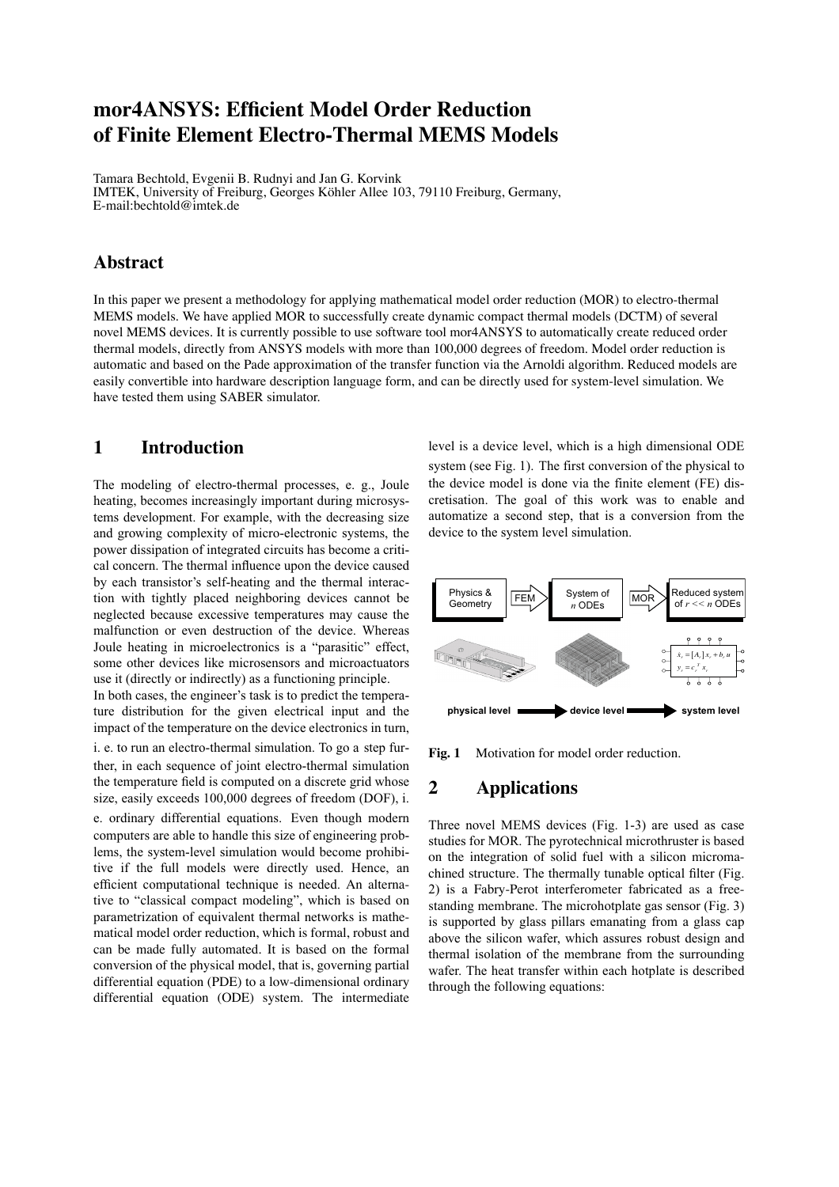# mor4ANSYS: Efficient Model Order Reduction of Finite Element Electro-Thermal MEMS Models

Tamara Bechtold, Evgenii B. Rudnyi and Jan G. Korvink
IMTEK, University of Freiburg, Georges Köhler Allee 103, 79110 Freiburg, Germany,
E-mail:bechtold@imtek.de

## Abstract

In this paper we present a methodology for applying mathematical model order reduction (MOR) to electro-thermal MEMS models. We have applied MOR to successfully create dynamic compact thermal models (DCTM) of several novel MEMS devices. It is currently possible to use software tool mor4ANSYS to automatically create reduced order thermal models, directly from ANSYS models with more than 100,000 degrees of freedom. Model order reduction is automatic and based on the Pade approximation of the transfer function via the Arnoldi algorithm. Reduced models are easily convertible into hardware description language form, and can be directly used for system-level simulation. We have tested them using SABER simulator.

## 1 Introduction

The modeling of electro-thermal processes, e. g., Joule heating, becomes increasingly important during microsystems development. For example, with the decreasing size and growing complexity of micro-electronic systems, the power dissipation of integrated circuits has become a critical concern. The thermal influence upon the device caused by each transistor's self-heating and the thermal interaction with tightly placed neighboring devices cannot be neglected because excessive temperatures may cause the malfunction or even destruction of the device. Whereas Joule heating in microelectronics is a "parasitic" effect, some other devices like microsensors and microactuators use it (directly or indirectly) as a functioning principle.
In both cases, the engineer's task is to predict the temperature distribution for the given electrical input and the impact of the temperature on the device electronics in turn, i. e. to run an electro-thermal simulation. To go a step further, in each sequence of joint electro-thermal simulation the temperature field is computed on a discrete grid whose size, easily exceeds 100,000 degrees of freedom (DOF), i. e. ordinary differential equations. Even though modern computers are able to handle this size of engineering problems, the system-level simulation would become prohibitive if the full models were directly used. Hence, an efficient computational technique is needed. An alternative to "classical compact modeling", which is based on parametrization of equivalent thermal networks is mathematical model order reduction, which is formal, robust and can be made fully automated. It is based on the formal conversion of the physical model, that is, governing partial differential equation (PDE) to a low-dimensional ordinary differential equation (ODE) system. The intermediate level is a device level, which is a high dimensional ODE system (see Fig. 1). The first conversion of the physical to the device model is done via the finite element (FE) discretisation. The goal of this work was to enable and automatize a second step, that is a conversion from the device to the system level simulation.

Physics & Geometry → FEM → System of $n$ ODEs → MOR → Reduced system of $r << n$ ODEs

$$\dot{x}_r = [A_r]\, x_r + b_r\, u$$
$$y_r = c_r^T\, x_r$$

physical level → device level → system level

**Fig. 1** Motivation for model order reduction.

## 2 Applications

Three novel MEMS devices (Fig. 1-3) are used as case studies for MOR. The pyrotechnical microthruster is based on the integration of solid fuel with a silicon micromachined structure. The thermally tunable optical filter (Fig. 2) is a Fabry-Perot interferometer fabricated as a freestanding membrane. The microhotplate gas sensor (Fig. 3) is supported by glass pillars emanating from a glass cap above the silicon wafer, which assures robust design and thermal isolation of the membrane from the surrounding wafer. The heat transfer within each hotplate is described through the following equations: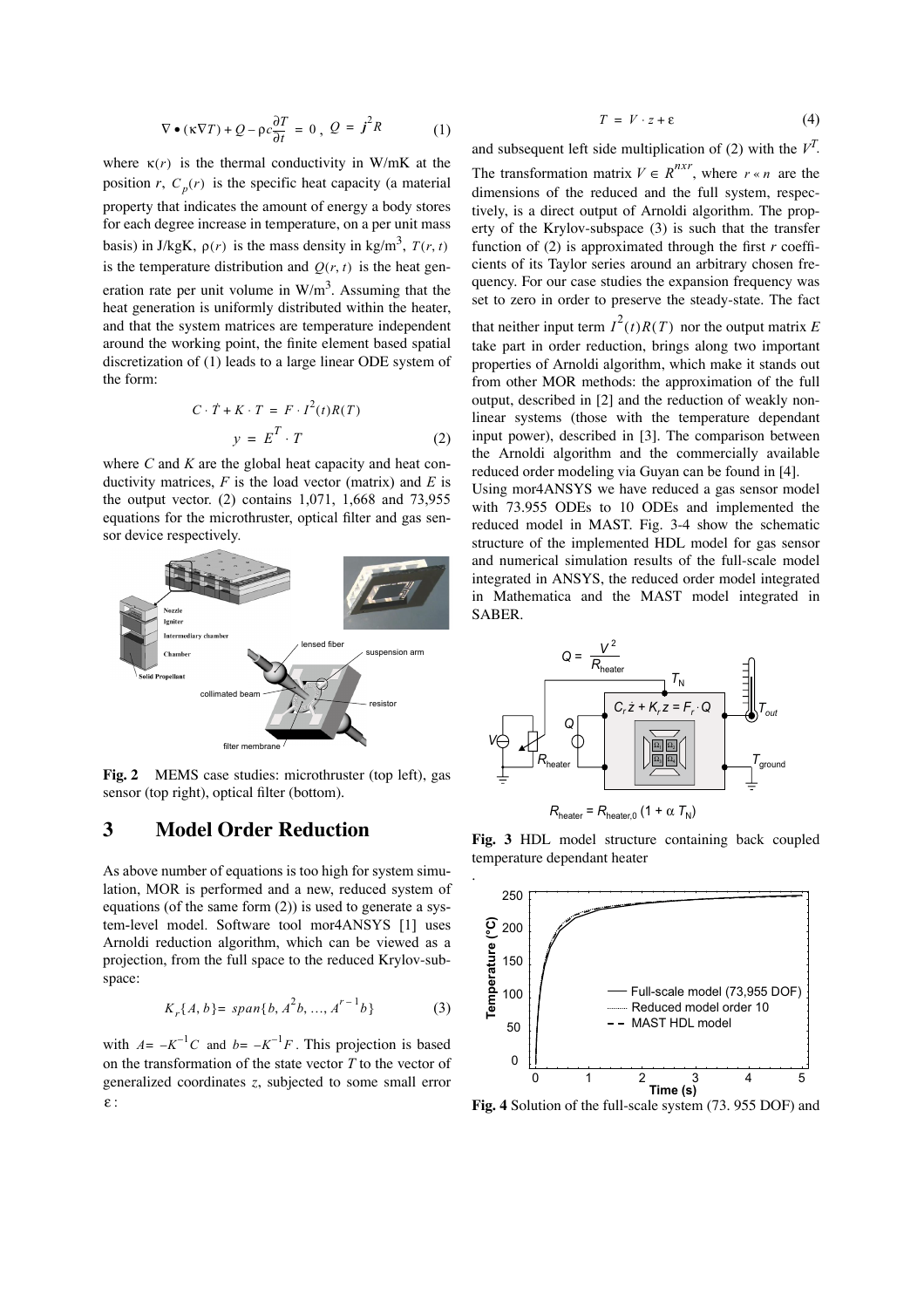$$\nabla \bullet (\kappa \nabla T) + Q - \rho c \frac{\partial T}{\partial t} = 0, \; Q = j^2 R \tag{1}$$

where $\kappa(r)$ is the thermal conductivity in W/mK at the position $r$, $C_p(r)$ is the specific heat capacity (a material property that indicates the amount of energy a body stores for each degree increase in temperature, on a per unit mass basis) in J/kgK, $\rho(r)$ is the mass density in kg/m$^3$, $T(r, t)$ is the temperature distribution and $Q(r, t)$ is the heat generation rate per unit volume in W/m$^3$. Assuming that the heat generation is uniformly distributed within the heater, and that the system matrices are temperature independent around the working point, the finite element based spatial discretization of (1) leads to a large linear ODE system of the form:

$$C \cdot \dot{T} + K \cdot T = F \cdot I^2(t) R(T)$$
$$y = E^T \cdot T \tag{2}$$

where $C$ and $K$ are the global heat capacity and heat conductivity matrices, $F$ is the load vector (matrix) and $E$ is the output vector. (2) contains 1,071, 1,668 and 73,955 equations for the microthruster, optical filter and gas sensor device respectively.

**Fig. 2** MEMS case studies: microthruster (top left), gas sensor (top right), optical filter (bottom).

# 3 Model Order Reduction

As above number of equations is too high for system simulation, MOR is performed and a new, reduced system of equations (of the same form (2)) is used to generate a system-level model. Software tool mor4ANSYS [1] uses Arnoldi reduction algorithm, which can be viewed as a projection, from the full space to the reduced Krylov-subspace:

$$K_r\{A, b\} = span\{b, A^2 b, \ldots, A^{r-1} b\} \tag{3}$$

with $A = -K^{-1}C$ and $b = -K^{-1}F$. This projection is based on the transformation of the state vector $T$ to the vector of generalized coordinates $z$, subjected to some small error $\varepsilon$:

$$T = V \cdot z + \varepsilon \tag{4}$$

and subsequent left side multiplication of (2) with the $V^T$. The transformation matrix $V \in R^{nxr}$, where $r \ll n$ are the dimensions of the reduced and the full system, respectively, is a direct output of Arnoldi algorithm. The property of the Krylov-subspace (3) is such that the transfer function of (2) is approximated through the first $r$ coefficients of its Taylor series around an arbitrary chosen frequency. For our case studies the expansion frequency was set to zero in order to preserve the steady-state. The fact that neither input term $I^2(t)R(T)$ nor the output matrix $E$ take part in order reduction, brings along two important properties of Arnoldi algorithm, which make it stands out from other MOR methods: the approximation of the full output, described in [2] and the reduction of weakly nonlinear systems (those with the temperature dependant input power), described in [3]. The comparison between the Arnoldi algorithm and the commercially available reduced order modeling via Guyan can be found in [4].

Using mor4ANSYS we have reduced a gas sensor model with 73.955 ODEs to 10 ODEs and implemented the reduced model in MAST. Fig. 3-4 show the schematic structure of the implemented HDL model for gas sensor and numerical simulation results of the full-scale model integrated in ANSYS, the reduced order model integrated in Mathematica and the MAST model integrated in SABER.

**Fig. 3** HDL model structure containing back coupled temperature dependant heater

**Fig. 4** Solution of the full-scale system (73. 955 DOF) and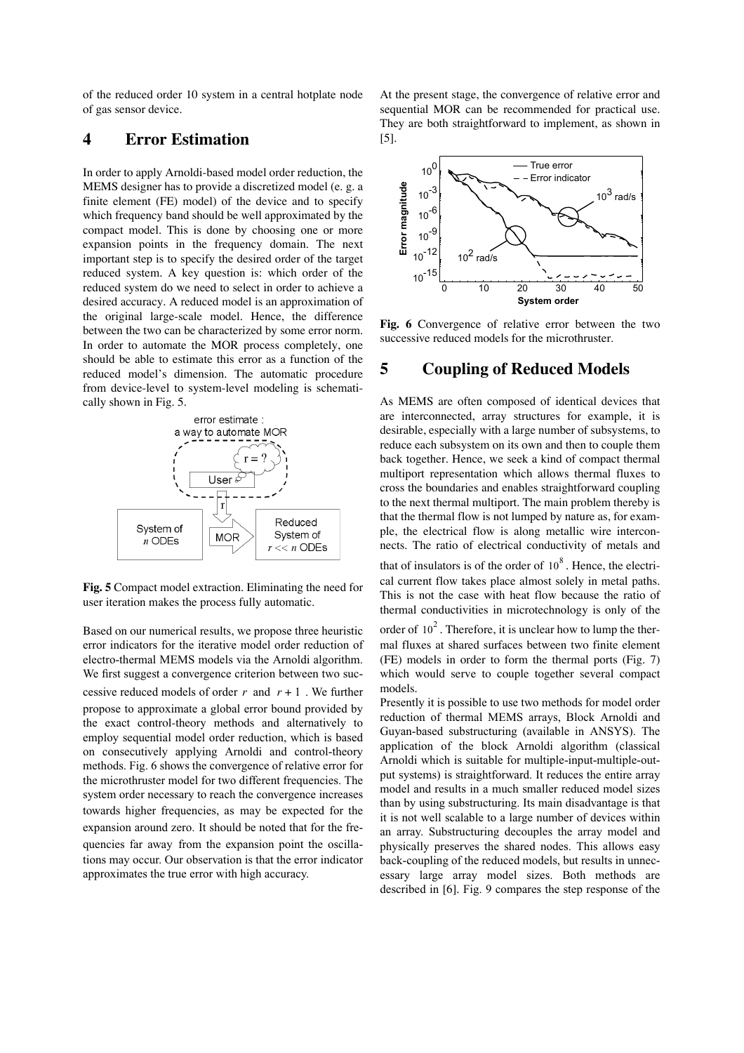of the reduced order 10 system in a central hotplate node of gas sensor device.

## 4 Error Estimation

In order to apply Arnoldi-based model order reduction, the MEMS designer has to provide a discretized model (e. g. a finite element (FE) model) of the device and to specify which frequency band should be well approximated by the compact model. This is done by choosing one or more expansion points in the frequency domain. The next important step is to specify the desired order of the target reduced system. A key question is: which order of the reduced system do we need to select in order to achieve a desired accuracy. A reduced model is an approximation of the original large-scale model. Hence, the difference between the two can be characterized by some error norm. In order to automate the MOR process completely, one should be able to estimate this error as a function of the reduced model's dimension. The automatic procedure from device-level to system-level modeling is schematically shown in Fig. 5.

**Fig. 5** Compact model extraction. Eliminating the need for user iteration makes the process fully automatic.

Based on our numerical results, we propose three heuristic error indicators for the iterative model order reduction of electro-thermal MEMS models via the Arnoldi algorithm. We first suggest a convergence criterion between two successive reduced models of order $r$ and $r+1$. We further propose to approximate a global error bound provided by the exact control-theory methods and alternatively to employ sequential model order reduction, which is based on consecutively applying Arnoldi and control-theory methods. Fig. 6 shows the convergence of relative error for the microthruster model for two different frequencies. The system order necessary to reach the convergence increases towards higher frequencies, as may be expected for the expansion around zero. It should be noted that for the frequencies far away from the expansion point the oscillations may occur. Our observation is that the error indicator approximates the true error with high accuracy.

At the present stage, the convergence of relative error and sequential MOR can be recommended for practical use. They are both straightforward to implement, as shown in [5].

**Fig. 6** Convergence of relative error between the two successive reduced models for the microthruster.

## 5 Coupling of Reduced Models

As MEMS are often composed of identical devices that are interconnected, array structures for example, it is desirable, especially with a large number of subsystems, to reduce each subsystem on its own and then to couple them back together. Hence, we seek a kind of compact thermal multiport representation which allows thermal fluxes to cross the boundaries and enables straightforward coupling to the next thermal multiport. The main problem thereby is that the thermal flow is not lumped by nature as, for example, the electrical flow is along metallic wire interconnects. The ratio of electrical conductivity of metals and that of insulators is of the order of $10^8$. Hence, the electrical current flow takes place almost solely in metal paths. This is not the case with heat flow because the ratio of thermal conductivities in microtechnology is only of the order of $10^2$. Therefore, it is unclear how to lump the thermal fluxes at shared surfaces between two finite element (FE) models in order to form the thermal ports (Fig. 7) which would serve to couple together several compact models.

Presently it is possible to use two methods for model order reduction of thermal MEMS arrays, Block Arnoldi and Guyan-based substructuring (available in ANSYS). The application of the block Arnoldi algorithm (classical Arnoldi which is suitable for multiple-input-multiple-output systems) is straightforward. It reduces the entire array model and results in a much smaller reduced model sizes than by using substructuring. Its main disadvantage is that it is not well scalable to a large number of devices within an array. Substructuring decouples the array model and physically preserves the shared nodes. This allows easy back-coupling of the reduced models, but results in unnecessary large array model sizes. Both methods are described in [6]. Fig. 9 compares the step response of the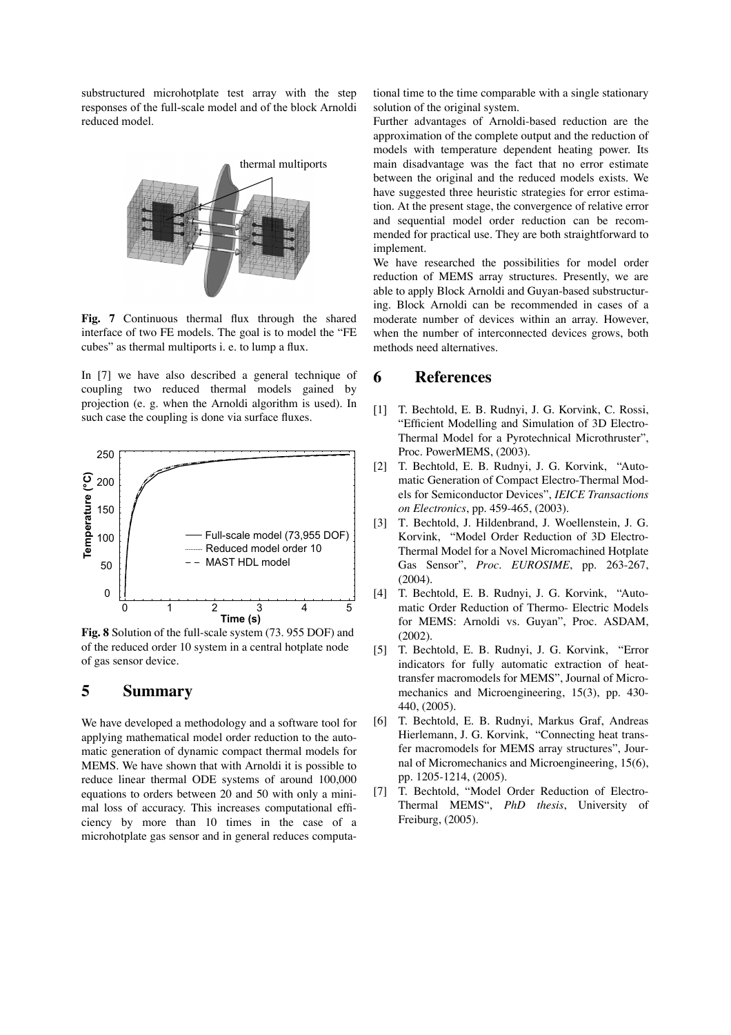substructured microhotplate test array with the step responses of the full-scale model and of the block Arnoldi reduced model.

thermal multiports

**Fig. 7** Continuous thermal flux through the shared interface of two FE models. The goal is to model the "FE cubes" as thermal multiports i. e. to lump a flux.

In [7] we have also described a general technique of coupling two reduced thermal models gained by projection (e. g. when the Arnoldi algorithm is used). In such case the coupling is done via surface fluxes.

Temperature (°C)
250
200
150
100
50
0
0 1 2 3 4 5
Time (s)
Full-scale model (73,955 DOF)
Reduced model order 10
MAST HDL model

**Fig. 8** Solution of the full-scale system (73. 955 DOF) and of the reduced order 10 system in a central hotplate node of gas sensor device.

## 5 Summary

We have developed a methodology and a software tool for applying mathematical model order reduction to the automatic generation of dynamic compact thermal models for MEMS. We have shown that with Arnoldi it is possible to reduce linear thermal ODE systems of around 100,000 equations to orders between 20 and 50 with only a minimal loss of accuracy. This increases computational efficiency by more than 10 times in the case of a microhotplate gas sensor and in general reduces computational time to the time comparable with a single stationary solution of the original system.

Further advantages of Arnoldi-based reduction are the approximation of the complete output and the reduction of models with temperature dependent heating power. Its main disadvantage was the fact that no error estimate between the original and the reduced models exists. We have suggested three heuristic strategies for error estimation. At the present stage, the convergence of relative error and sequential model order reduction can be recommended for practical use. They are both straightforward to implement.

We have researched the possibilities for model order reduction of MEMS array structures. Presently, we are able to apply Block Arnoldi and Guyan-based substructuring. Block Arnoldi can be recommended in cases of a moderate number of devices within an array. However, when the number of interconnected devices grows, both methods need alternatives.

## 6 References

[1] T. Bechtold, E. B. Rudnyi, J. G. Korvink, C. Rossi, "Efficient Modelling and Simulation of 3D Electro-Thermal Model for a Pyrotechnical Microthruster", Proc. PowerMEMS, (2003).

[2] T. Bechtold, E. B. Rudnyi, J. G. Korvink, "Automatic Generation of Compact Electro-Thermal Models for Semiconductor Devices", *IEICE Transactions on Electronics*, pp. 459-465, (2003).

[3] T. Bechtold, J. Hildenbrand, J. Woellenstein, J. G. Korvink, "Model Order Reduction of 3D Electro-Thermal Model for a Novel Micromachined Hotplate Gas Sensor", *Proc. EUROSIME*, pp. 263-267, (2004).

[4] T. Bechtold, E. B. Rudnyi, J. G. Korvink, "Automatic Order Reduction of Thermo- Electric Models for MEMS: Arnoldi vs. Guyan", Proc. ASDAM, (2002).

[5] T. Bechtold, E. B. Rudnyi, J. G. Korvink, "Error indicators for fully automatic extraction of heat-transfer macromodels for MEMS", Journal of Micromechanics and Microengineering, 15(3), pp. 430-440, (2005).

[6] T. Bechtold, E. B. Rudnyi, Markus Graf, Andreas Hierlemann, J. G. Korvink, "Connecting heat transfer macromodels for MEMS array structures", Journal of Micromechanics and Microengineering, 15(6), pp. 1205-1214, (2005).

[7] T. Bechtold, "Model Order Reduction of Electro-Thermal MEMS", *PhD thesis*, University of Freiburg, (2005).